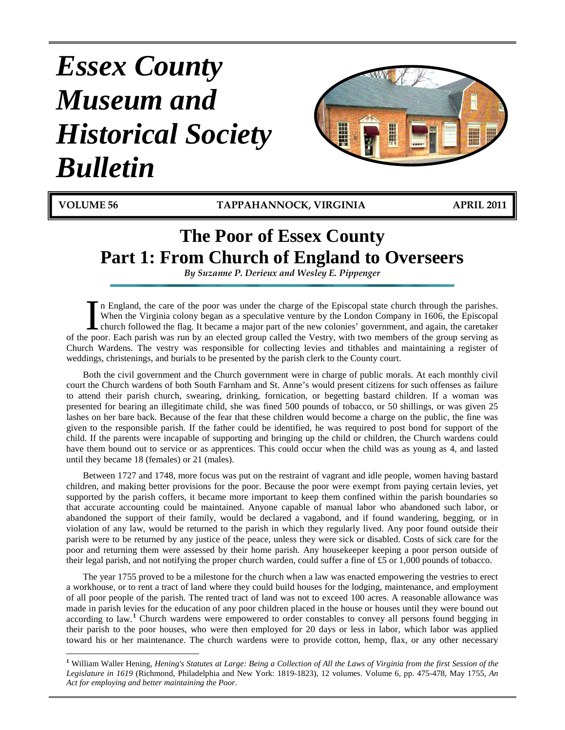# Essex County Museum and Historical Society Bulletin

**VOLUME 56 TAPPAHANNOCK, VIRGINIA APRIL 2011**

# The Poor of Essex County
## Part 1: From Church of England to Overseers

*By Suzanne P. Derieux and Wesley E. Pippenger*

In England, the care of the poor was under the charge of the Episcopal state church through the parishes. When the Virginia colony began as a speculative venture by the London Company in 1606, the Episcopal church followed the flag. It became a major part of the new colonies' government, and again, the caretaker of the poor. Each parish was run by an elected group called the Vestry, with two members of the group serving as Church Wardens. The vestry was responsible for collecting levies and tithables and maintaining a register of weddings, christenings, and burials to be presented by the parish clerk to the County court.

Both the civil government and the Church government were in charge of public morals. At each monthly civil court the Church wardens of both South Farnham and St. Anne's would present citizens for such offenses as failure to attend their parish church, swearing, drinking, fornication, or begetting bastard children. If a woman was presented for bearing an illegitimate child, she was fined 500 pounds of tobacco, or 50 shillings, or was given 25 lashes on her bare back. Because of the fear that these children would become a charge on the public, the fine was given to the responsible parish. If the father could be identified, he was required to post bond for support of the child. If the parents were incapable of supporting and bringing up the child or children, the Church wardens could have them bound out to service or as apprentices. This could occur when the child was as young as 4, and lasted until they became 18 (females) or 21 (males).

Between 1727 and 1748, more focus was put on the restraint of vagrant and idle people, women having bastard children, and making better provisions for the poor. Because the poor were exempt from paying certain levies, yet supported by the parish coffers, it became more important to keep them confined within the parish boundaries so that accurate accounting could be maintained. Anyone capable of manual labor who abandoned such labor, or abandoned the support of their family, would be declared a vagabond, and if found wandering, begging, or in violation of any law, would be returned to the parish in which they regularly lived. Any poor found outside their parish were to be returned by any justice of the peace, unless they were sick or disabled. Costs of sick care for the poor and returning them were assessed by their home parish. Any housekeeper keeping a poor person outside of their legal parish, and not notifying the proper church warden, could suffer a fine of £5 or 1,000 pounds of tobacco.

The year 1755 proved to be a milestone for the church when a law was enacted empowering the vestries to erect a workhouse, or to rent a tract of land where they could build houses for the lodging, maintenance, and employment of all poor people of the parish. The rented tract of land was not to exceed 100 acres. A reasonable allowance was made in parish levies for the education of any poor children placed in the house or houses until they were bound out according to law.[1] Church wardens were empowered to order constables to convey all persons found begging in their parish to the poor houses, who were then employed for 20 days or less in labor, which labor was applied toward his or her maintenance. The church wardens were to provide cotton, hemp, flax, or any other necessary

---

[1] William Waller Hening, *Hening's Statutes at Large: Being a Collection of All the Laws of Virginia from the first Session of the Legislature in 1619* (Richmond, Philadelphia and New York: 1819-1823), 12 volumes. Volume 6, pp. 475-478, May 1755, *An Act for employing and better maintaining the Poor*.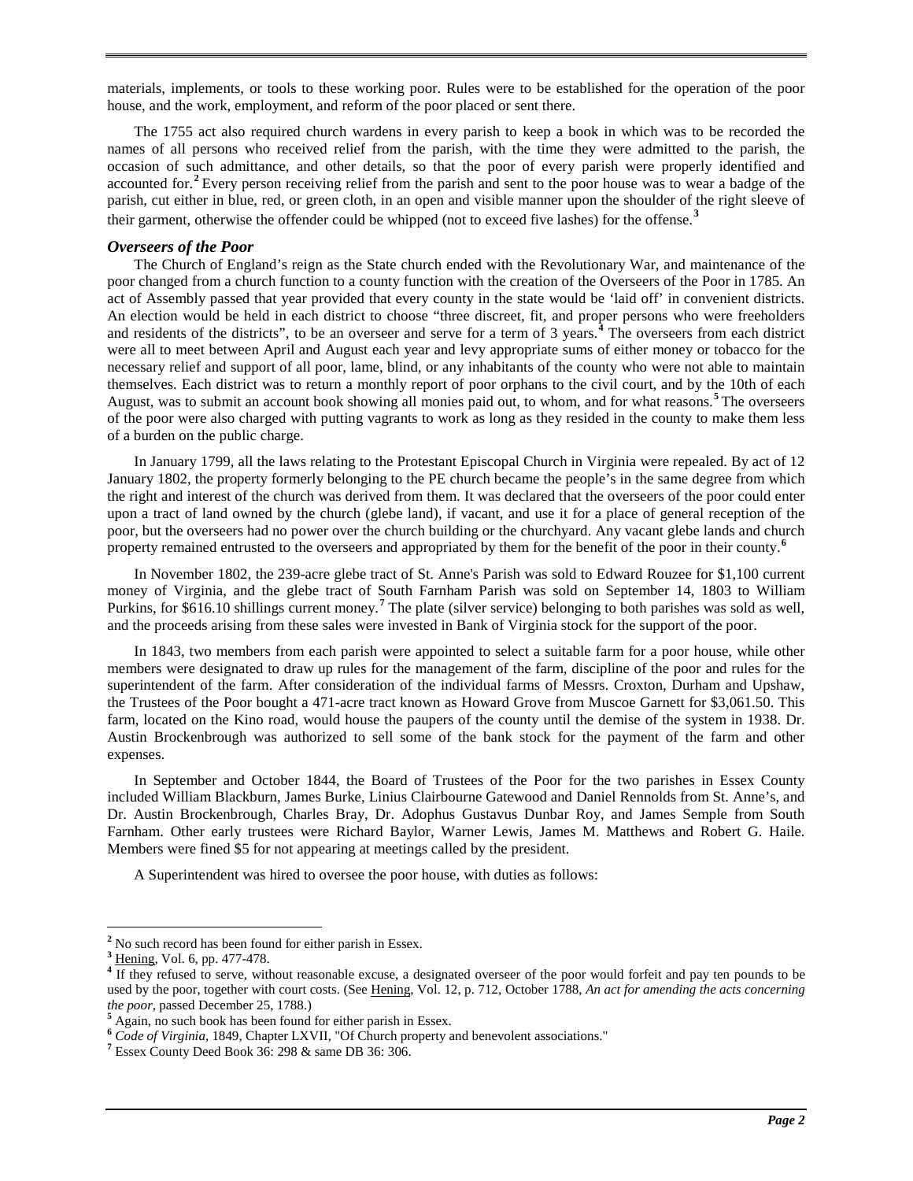materials, implements, or tools to these working poor. Rules were to be established for the operation of the poor house, and the work, employment, and reform of the poor placed or sent there.

The 1755 act also required church wardens in every parish to keep a book in which was to be recorded the names of all persons who received relief from the parish, with the time they were admitted to the parish, the occasion of such admittance, and other details, so that the poor of every parish were properly identified and accounted for.[2] Every person receiving relief from the parish and sent to the poor house was to wear a badge of the parish, cut either in blue, red, or green cloth, in an open and visible manner upon the shoulder of the right sleeve of their garment, otherwise the offender could be whipped (not to exceed five lashes) for the offense.[3]

### *Overseers of the Poor*

The Church of England's reign as the State church ended with the Revolutionary War, and maintenance of the poor changed from a church function to a county function with the creation of the Overseers of the Poor in 1785. An act of Assembly passed that year provided that every county in the state would be 'laid off' in convenient districts. An election would be held in each district to choose "three discreet, fit, and proper persons who were freeholders and residents of the districts", to be an overseer and serve for a term of 3 years.[4] The overseers from each district were all to meet between April and August each year and levy appropriate sums of either money or tobacco for the necessary relief and support of all poor, lame, blind, or any inhabitants of the county who were not able to maintain themselves. Each district was to return a monthly report of poor orphans to the civil court, and by the 10th of each August, was to submit an account book showing all monies paid out, to whom, and for what reasons.[5] The overseers of the poor were also charged with putting vagrants to work as long as they resided in the county to make them less of a burden on the public charge.

In January 1799, all the laws relating to the Protestant Episcopal Church in Virginia were repealed. By act of 12 January 1802, the property formerly belonging to the PE church became the people's in the same degree from which the right and interest of the church was derived from them. It was declared that the overseers of the poor could enter upon a tract of land owned by the church (glebe land), if vacant, and use it for a place of general reception of the poor, but the overseers had no power over the church building or the churchyard. Any vacant glebe lands and church property remained entrusted to the overseers and appropriated by them for the benefit of the poor in their county.[6]

In November 1802, the 239-acre glebe tract of St. Anne's Parish was sold to Edward Rouzee for $1,100 current money of Virginia, and the glebe tract of South Farnham Parish was sold on September 14, 1803 to William Purkins, for $616.10 shillings current money.[7] The plate (silver service) belonging to both parishes was sold as well, and the proceeds arising from these sales were invested in Bank of Virginia stock for the support of the poor.

In 1843, two members from each parish were appointed to select a suitable farm for a poor house, while other members were designated to draw up rules for the management of the farm, discipline of the poor and rules for the superintendent of the farm. After consideration of the individual farms of Messrs. Croxton, Durham and Upshaw, the Trustees of the Poor bought a 471-acre tract known as Howard Grove from Muscoe Garnett for $3,061.50. This farm, located on the Kino road, would house the paupers of the county until the demise of the system in 1938. Dr. Austin Brockenbrough was authorized to sell some of the bank stock for the payment of the farm and other expenses.

In September and October 1844, the Board of Trustees of the Poor for the two parishes in Essex County included William Blackburn, James Burke, Linius Clairbourne Gatewood and Daniel Rennolds from St. Anne's, and Dr. Austin Brockenbrough, Charles Bray, Dr. Adophus Gustavus Dunbar Roy, and James Semple from South Farnham. Other early trustees were Richard Baylor, Warner Lewis, James M. Matthews and Robert G. Haile. Members were fined $5 for not appearing at meetings called by the president.

A Superintendent was hired to oversee the poor house, with duties as follows:

---

[2] No such record has been found for either parish in Essex.

[3] Hening, Vol. 6, pp. 477-478.

[4] If they refused to serve, without reasonable excuse, a designated overseer of the poor would forfeit and pay ten pounds to be used by the poor, together with court costs. (See Hening, Vol. 12, p. 712, October 1788, *An act for amending the acts concerning the poor*, passed December 25, 1788.)

[5] Again, no such book has been found for either parish in Essex.

[6] *Code of Virginia*, 1849, Chapter LXVII, "Of Church property and benevolent associations."

[7] Essex County Deed Book 36: 298 & same DB 36: 306.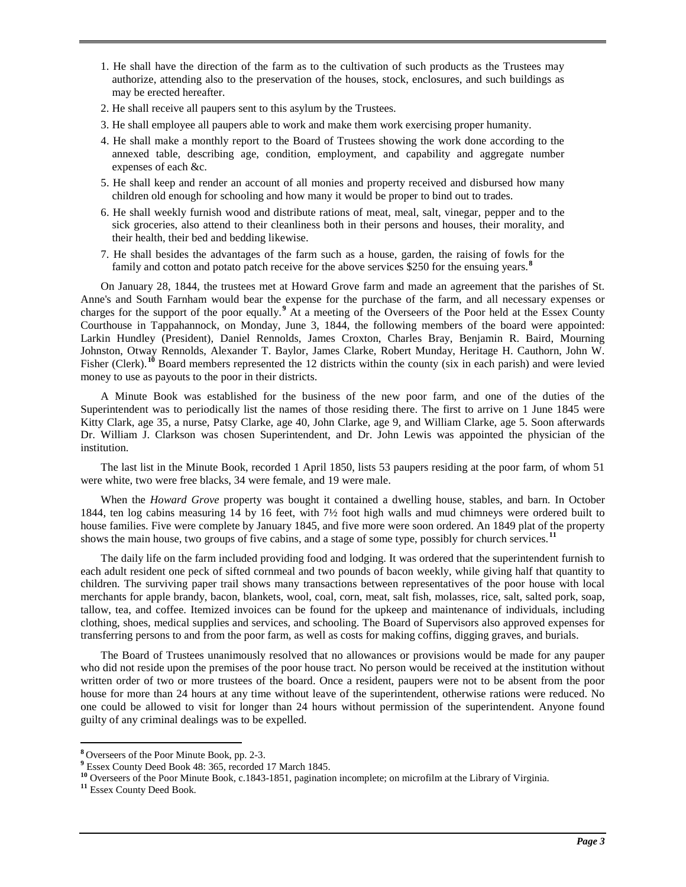1. He shall have the direction of the farm as to the cultivation of such products as the Trustees may authorize, attending also to the preservation of the houses, stock, enclosures, and such buildings as may be erected hereafter.
2. He shall receive all paupers sent to this asylum by the Trustees.
3. He shall employee all paupers able to work and make them work exercising proper humanity.
4. He shall make a monthly report to the Board of Trustees showing the work done according to the annexed table, describing age, condition, employment, and capability and aggregate number expenses of each &c.
5. He shall keep and render an account of all monies and property received and disbursed how many children old enough for schooling and how many it would be proper to bind out to trades.
6. He shall weekly furnish wood and distribute rations of meat, meal, salt, vinegar, pepper and to the sick groceries, also attend to their cleanliness both in their persons and houses, their morality, and their health, their bed and bedding likewise.
7. He shall besides the advantages of the farm such as a house, garden, the raising of fowls for the family and cotton and potato patch receive for the above services $250 for the ensuing years.[8]

On January 28, 1844, the trustees met at Howard Grove farm and made an agreement that the parishes of St. Anne's and South Farnham would bear the expense for the purchase of the farm, and all necessary expenses or charges for the support of the poor equally.[9] At a meeting of the Overseers of the Poor held at the Essex County Courthouse in Tappahannock, on Monday, June 3, 1844, the following members of the board were appointed: Larkin Hundley (President), Daniel Rennolds, James Croxton, Charles Bray, Benjamin R. Baird, Mourning Johnston, Otway Rennolds, Alexander T. Baylor, James Clarke, Robert Munday, Heritage H. Cauthorn, John W. Fisher (Clerk).[10] Board members represented the 12 districts within the county (six in each parish) and were levied money to use as payouts to the poor in their districts.

A Minute Book was established for the business of the new poor farm, and one of the duties of the Superintendent was to periodically list the names of those residing there. The first to arrive on 1 June 1845 were Kitty Clark, age 35, a nurse, Patsy Clarke, age 40, John Clarke, age 9, and William Clarke, age 5. Soon afterwards Dr. William J. Clarkson was chosen Superintendent, and Dr. John Lewis was appointed the physician of the institution.

The last list in the Minute Book, recorded 1 April 1850, lists 53 paupers residing at the poor farm, of whom 51 were white, two were free blacks, 34 were female, and 19 were male.

When the *Howard Grove* property was bought it contained a dwelling house, stables, and barn. In October 1844, ten log cabins measuring 14 by 16 feet, with 7½ foot high walls and mud chimneys were ordered built to house families. Five were complete by January 1845, and five more were soon ordered. An 1849 plat of the property shows the main house, two groups of five cabins, and a stage of some type, possibly for church services.[11]

The daily life on the farm included providing food and lodging. It was ordered that the superintendent furnish to each adult resident one peck of sifted cornmeal and two pounds of bacon weekly, while giving half that quantity to children. The surviving paper trail shows many transactions between representatives of the poor house with local merchants for apple brandy, bacon, blankets, wool, coal, corn, meat, salt fish, molasses, rice, salt, salted pork, soap, tallow, tea, and coffee. Itemized invoices can be found for the upkeep and maintenance of individuals, including clothing, shoes, medical supplies and services, and schooling. The Board of Supervisors also approved expenses for transferring persons to and from the poor farm, as well as costs for making coffins, digging graves, and burials.

The Board of Trustees unanimously resolved that no allowances or provisions would be made for any pauper who did not reside upon the premises of the poor house tract. No person would be received at the institution without written order of two or more trustees of the board. Once a resident, paupers were not to be absent from the poor house for more than 24 hours at any time without leave of the superintendent, otherwise rations were reduced. No one could be allowed to visit for longer than 24 hours without permission of the superintendent. Anyone found guilty of any criminal dealings was to be expelled.

---

[8] Overseers of the Poor Minute Book, pp. 2-3.
[9] Essex County Deed Book 48: 365, recorded 17 March 1845.
[10] Overseers of the Poor Minute Book, c.1843-1851, pagination incomplete; on microfilm at the Library of Virginia.
[11] Essex County Deed Book.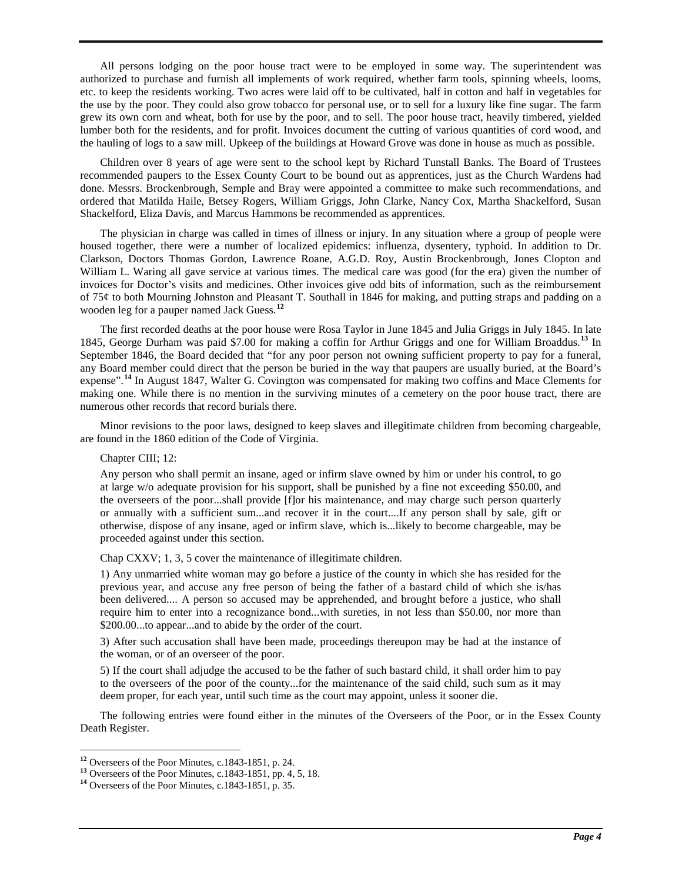All persons lodging on the poor house tract were to be employed in some way. The superintendent was authorized to purchase and furnish all implements of work required, whether farm tools, spinning wheels, looms, etc. to keep the residents working. Two acres were laid off to be cultivated, half in cotton and half in vegetables for the use by the poor. They could also grow tobacco for personal use, or to sell for a luxury like fine sugar. The farm grew its own corn and wheat, both for use by the poor, and to sell. The poor house tract, heavily timbered, yielded lumber both for the residents, and for profit. Invoices document the cutting of various quantities of cord wood, and the hauling of logs to a saw mill. Upkeep of the buildings at Howard Grove was done in house as much as possible.

Children over 8 years of age were sent to the school kept by Richard Tunstall Banks. The Board of Trustees recommended paupers to the Essex County Court to be bound out as apprentices, just as the Church Wardens had done. Messrs. Brockenbrough, Semple and Bray were appointed a committee to make such recommendations, and ordered that Matilda Haile, Betsey Rogers, William Griggs, John Clarke, Nancy Cox, Martha Shackelford, Susan Shackelford, Eliza Davis, and Marcus Hammons be recommended as apprentices.

The physician in charge was called in times of illness or injury. In any situation where a group of people were housed together, there were a number of localized epidemics: influenza, dysentery, typhoid. In addition to Dr. Clarkson, Doctors Thomas Gordon, Lawrence Roane, A.G.D. Roy, Austin Brockenbrough, Jones Clopton and William L. Waring all gave service at various times. The medical care was good (for the era) given the number of invoices for Doctor's visits and medicines. Other invoices give odd bits of information, such as the reimbursement of 75¢ to both Mourning Johnston and Pleasant T. Southall in 1846 for making, and putting straps and padding on a wooden leg for a pauper named Jack Guess.[12]

The first recorded deaths at the poor house were Rosa Taylor in June 1845 and Julia Griggs in July 1845. In late 1845, George Durham was paid $7.00 for making a coffin for Arthur Griggs and one for William Broaddus.[13] In September 1846, the Board decided that "for any poor person not owning sufficient property to pay for a funeral, any Board member could direct that the person be buried in the way that paupers are usually buried, at the Board's expense".[14] In August 1847, Walter G. Covington was compensated for making two coffins and Mace Clements for making one. While there is no mention in the surviving minutes of a cemetery on the poor house tract, there are numerous other records that record burials there.

Minor revisions to the poor laws, designed to keep slaves and illegitimate children from becoming chargeable, are found in the 1860 edition of the Code of Virginia.

Chapter CIII; 12:

> Any person who shall permit an insane, aged or infirm slave owned by him or under his control, to go at large w/o adequate provision for his support, shall be punished by a fine not exceeding $50.00, and the overseers of the poor...shall provide [f]or his maintenance, and may charge such person quarterly or annually with a sufficient sum...and recover it in the court....If any person shall by sale, gift or otherwise, dispose of any insane, aged or infirm slave, which is...likely to become chargeable, may be proceeded against under this section.

Chap CXXV; 1, 3, 5 cover the maintenance of illegitimate children.

> 1) Any unmarried white woman may go before a justice of the county in which she has resided for the previous year, and accuse any free person of being the father of a bastard child of which she is/has been delivered.... A person so accused may be apprehended, and brought before a justice, who shall require him to enter into a recognizance bond...with sureties, in not less than $50.00, nor more than $200.00...to appear...and to abide by the order of the court.
>
> 3) After such accusation shall have been made, proceedings thereupon may be had at the instance of the woman, or of an overseer of the poor.
>
> 5) If the court shall adjudge the accused to be the father of such bastard child, it shall order him to pay to the overseers of the poor of the county...for the maintenance of the said child, such sum as it may deem proper, for each year, until such time as the court may appoint, unless it sooner die.

The following entries were found either in the minutes of the Overseers of the Poor, or in the Essex County Death Register.

---

[12] Overseers of the Poor Minutes, c.1843-1851, p. 24.

[13] Overseers of the Poor Minutes, c.1843-1851, pp. 4, 5, 18.

[14] Overseers of the Poor Minutes, c.1843-1851, p. 35.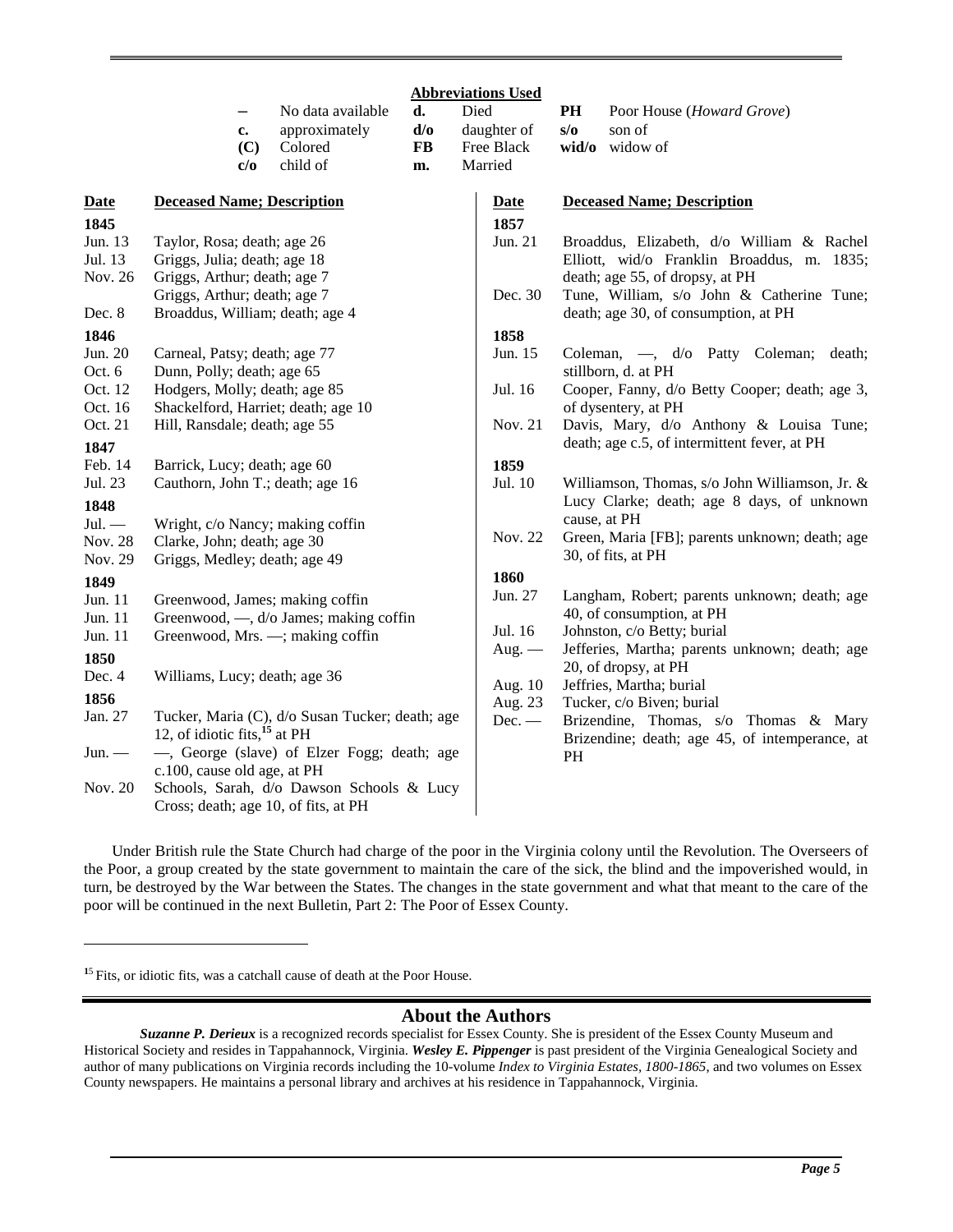**Abbreviations Used**

| | | | | | |
|---|---|---|---|---|---|
| **–** | No data available | **d.** | Died | **PH** | Poor House (*Howard Grove*) |
| **c.** | approximately | **d/o** | daughter of | **s/o** | son of |
| **(C)** | Colored | **FB** | Free Black | **wid/o** | widow of |
| **c/o** | child of | **m.** | Married | | |

| Date | Deceased Name; Description |
|---|---|
| **1845** | |
| Jun. 13 | Taylor, Rosa; death; age 26 |
| Jul. 13 | Griggs, Julia; death; age 18 |
| Nov. 26 | Griggs, Arthur; death; age 7 |
| | Griggs, Arthur; death; age 7 |
| Dec. 8 | Broaddus, William; death; age 4 |
| **1846** | |
| Jun. 20 | Carneal, Patsy; death; age 77 |
| Oct. 6 | Dunn, Polly; death; age 65 |
| Oct. 12 | Hodgers, Molly; death; age 85 |
| Oct. 16 | Shackelford, Harriet; death; age 10 |
| Oct. 21 | Hill, Ransdale; death; age 55 |
| **1847** | |
| Feb. 14 | Barrick, Lucy; death; age 60 |
| Jul. 23 | Cauthorn, John T.; death; age 16 |
| **1848** | |
| Jul. — | Wright, c/o Nancy; making coffin |
| Nov. 28 | Clarke, John; death; age 30 |
| Nov. 29 | Griggs, Medley; death; age 49 |
| **1849** | |
| Jun. 11 | Greenwood, James; making coffin |
| Jun. 11 | Greenwood, —, d/o James; making coffin |
| Jun. 11 | Greenwood, Mrs. —; making coffin |
| **1850** | |
| Dec. 4 | Williams, Lucy; death; age 36 |
| **1856** | |
| Jan. 27 | Tucker, Maria (C), d/o Susan Tucker; death; age 12, of idiotic fits,[15] at PH |
| Jun. — | —, George (slave) of Elzer Fogg; death; age c.100, cause old age, at PH |
| Nov. 20 | Schools, Sarah, d/o Dawson Schools & Lucy Cross; death; age 10, of fits, at PH |
| **1857** | |
| Jun. 21 | Broaddus, Elizabeth, d/o William & Rachel Elliott, wid/o Franklin Broaddus, m. 1835; death; age 55, of dropsy, at PH |
| Dec. 30 | Tune, William, s/o John & Catherine Tune; death; age 30, of consumption, at PH |
| **1858** | |
| Jun. 15 | Coleman, —, d/o Patty Coleman; death; stillborn, d. at PH |
| Jul. 16 | Cooper, Fanny, d/o Betty Cooper; death; age 3, of dysentery, at PH |
| Nov. 21 | Davis, Mary, d/o Anthony & Louisa Tune; death; age c.5, of intermittent fever, at PH |
| **1859** | |
| Jul. 10 | Williamson, Thomas, s/o John Williamson, Jr. & Lucy Clarke; death; age 8 days, of unknown cause, at PH |
| Nov. 22 | Green, Maria [FB]; parents unknown; death; age 30, of fits, at PH |
| **1860** | |
| Jun. 27 | Langham, Robert; parents unknown; death; age 40, of consumption, at PH |
| Jul. 16 | Johnston, c/o Betty; burial |
| Aug. — | Jefferies, Martha; parents unknown; death; age 20, of dropsy, at PH |
| Aug. 10 | Jeffries, Martha; burial |
| Aug. 23 | Tucker, c/o Biven; burial |
| Dec. — | Brizendine, Thomas, s/o Thomas & Mary Brizendine; death; age 45, of intemperance, at PH |

Under British rule the State Church had charge of the poor in the Virginia colony until the Revolution. The Overseers of the Poor, a group created by the state government to maintain the care of the sick, the blind and the impoverished would, in turn, be destroyed by the War between the States. The changes in the state government and what that meant to the care of the poor will be continued in the next Bulletin, Part 2: The Poor of Essex County.

[15] Fits, or idiotic fits, was a catchall cause of death at the Poor House.

## About the Authors

***Suzanne P. Derieux*** is a recognized records specialist for Essex County. She is president of the Essex County Museum and Historical Society and resides in Tappahannock, Virginia. ***Wesley E. Pippenger*** is past president of the Virginia Genealogical Society and author of many publications on Virginia records including the 10-volume *Index to Virginia Estates, 1800-1865*, and two volumes on Essex County newspapers. He maintains a personal library and archives at his residence in Tappahannock, Virginia.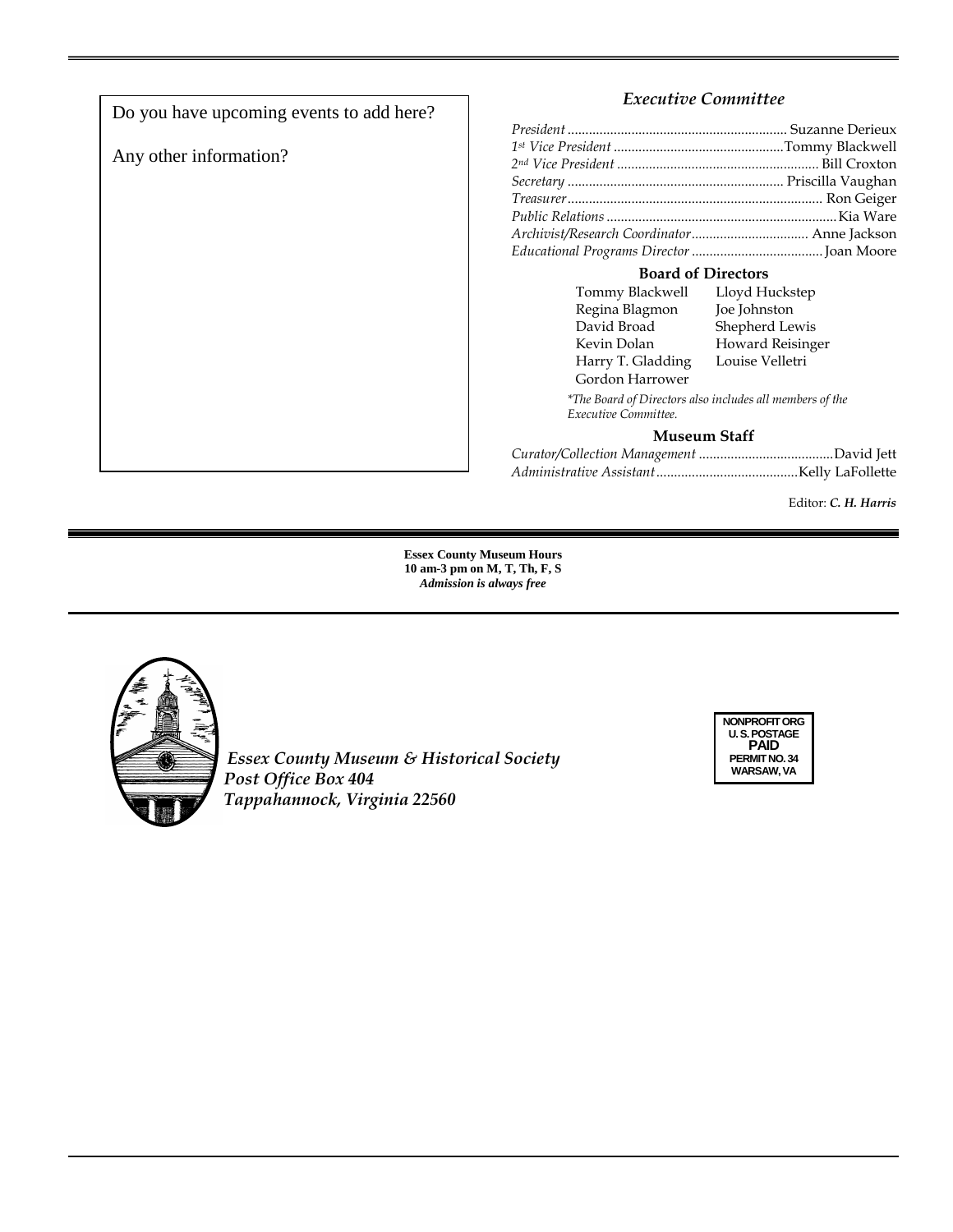Do you have upcoming events to add here?

Any other information?

### *Executive Committee*

*President* ............................................................. Suzanne Derieux
*1st Vice President* ................................................Tommy Blackwell
*2nd Vice President* ......................................................... Bill Croxton
*Secretary* ............................................................ Priscilla Vaughan
*Treasurer*....................................................................... Ron Geiger
*Public Relations* ................................................................Kia Ware
*Archivist/Research Coordinator*................................. Anne Jackson
*Educational Programs Director* .....................................Joan Moore

**Board of Directors**

| | |
|---|---|
| Tommy Blackwell | Lloyd Huckstep |
| Regina Blagmon | Joe Johnston |
| David Broad | Shepherd Lewis |
| Kevin Dolan | Howard Reisinger |
| Harry T. Gladding | Louise Velletri |
| Gordon Harrower | |

*\*The Board of Directors also includes all members of the Executive Committee.*

**Museum Staff**

*Curator/Collection Management* ......................................David Jett
*Administrative Assistant*........................................Kelly LaFollette

Editor: ***C. H. Harris***

**Essex County Museum Hours**
**10 am-3 pm on M, T, Th, F, S**
***Admission is always free***

***Essex County Museum & Historical Society***
***Post Office Box 404***
***Tappahannock, Virginia 22560***

NONPROFIT ORG
U. S. POSTAGE
PAID
PERMIT NO. 34
WARSAW, VA